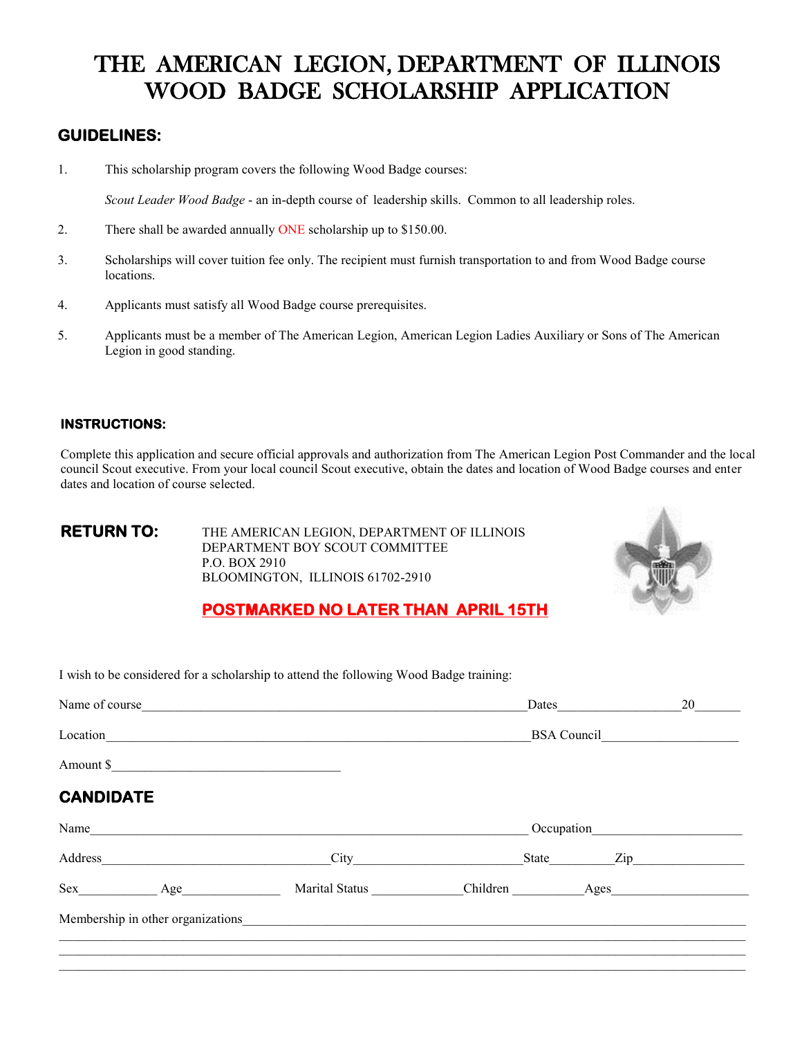# THE AMERICAN LEGION, DEPARTMENT OF ILLINOIS
# WOOD BADGE SCHOLARSHIP APPLICATION

## GUIDELINES:

1. This scholarship program covers the following Wood Badge courses:

   *Scout Leader Wood Badge* - an in-depth course of leadership skills. Common to all leadership roles.

2. There shall be awarded annually ONE scholarship up to $150.00.

3. Scholarships will cover tuition fee only. The recipient must furnish transportation to and from Wood Badge course locations.

4. Applicants must satisfy all Wood Badge course prerequisites.

5. Applicants must be a member of The American Legion, American Legion Ladies Auxiliary or Sons of The American Legion in good standing.

### INSTRUCTIONS:

Complete this application and secure official approvals and authorization from The American Legion Post Commander and the local council Scout executive. From your local council Scout executive, obtain the dates and location of Wood Badge courses and enter dates and location of course selected.

**RETURN TO:**

THE AMERICAN LEGION, DEPARTMENT OF ILLINOIS
DEPARTMENT BOY SCOUT COMMITTEE
P.O. BOX 2910
BLOOMINGTON, ILLINOIS 61702-2910

**POSTMARKED NO LATER THAN APRIL 15TH**

I wish to be considered for a scholarship to attend the following Wood Badge training:

Name of course________________________________________ Dates________________ 20_______

Location________________________________________ BSA Council____________________

Amount $________________________________

## CANDIDATE

Name________________________________________ Occupation____________________

Address______________________________ City______________________ State________ Zip______________

Sex__________ Age_____________ Marital Status ____________ Children __________ Ages__________________

Membership in other organizations__________________________________________________________________

___________________________________________________________________________________________

___________________________________________________________________________________________

___________________________________________________________________________________________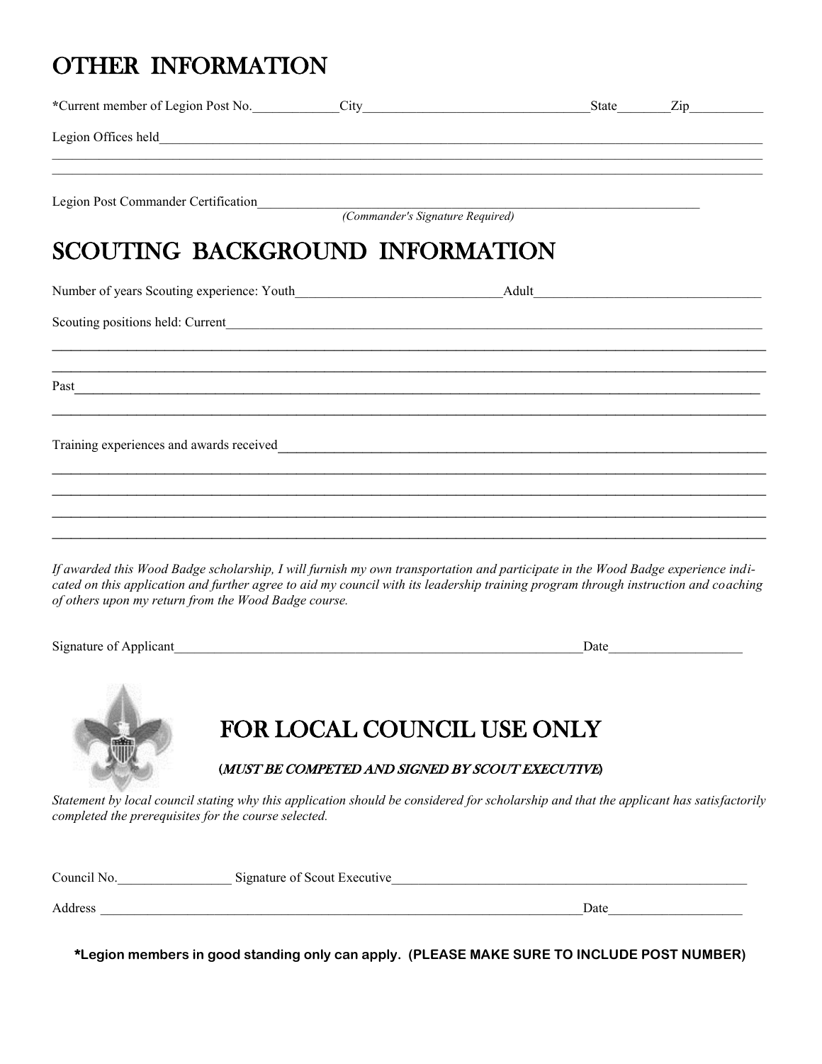# OTHER INFORMATION

*Current member of Legion Post No.____________ City_________________________________ State_______ Zip__________

Legion Offices held_______________________________________________________________________________________

___________________________________________________________________________________________________________

___________________________________________________________________________________________________________

Legion Post Commander Certification_____________________________________________________________________

*(Commander's Signature Required)*

# SCOUTING BACKGROUND INFORMATION

Number of years Scouting experience: Youth______________________________ Adult________________________________

Scouting positions held: Current__________________________________________________________________________

___________________________________________________________________________________________________________

___________________________________________________________________________________________________________

Past_______________________________________________________________________________________________________

___________________________________________________________________________________________________________

Training experiences and awards received__________________________________________________________________

___________________________________________________________________________________________________________

___________________________________________________________________________________________________________

___________________________________________________________________________________________________________

___________________________________________________________________________________________________________

*If awarded this Wood Badge scholarship, I will furnish my own transportation and participate in the Wood Badge experience indicated on this application and further agree to aid my council with its leadership training program through instruction and coaching of others upon my return from the Wood Badge course.*

Signature of Applicant______________________________________________________________ Date___________________

# FOR LOCAL COUNCIL USE ONLY

**(*MUST BE COMPETED AND SIGNED BY SCOUT EXECUTIVE*)**

*Statement by local council stating why this application should be considered for scholarship and that the applicant has satisfactorily completed the prerequisites for the course selected.*

Council No.________________ Signature of Scout Executive_________________________________________________

Address ___________________________________________________________________________ Date___________________

***Legion members in good standing only can apply. (PLEASE MAKE SURE TO INCLUDE POST NUMBER)**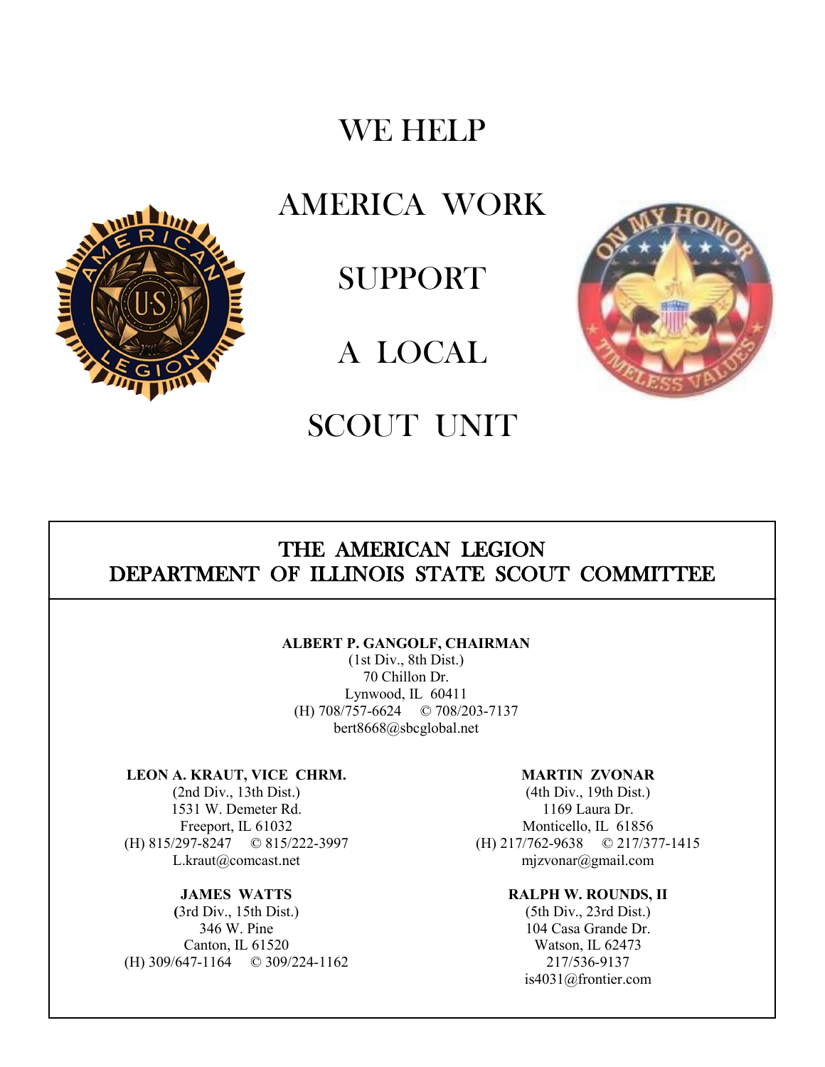# WE HELP

# AMERICA WORK

# SUPPORT

# A LOCAL

# SCOUT UNIT

## THE AMERICAN LEGION
## DEPARTMENT OF ILLINOIS STATE SCOUT COMMITTEE

**ALBERT P. GANGOLF, CHAIRMAN**
(1st Div., 8th Dist.)
70 Chillon Dr.
Lynwood, IL 60411
(H) 708/757-6624 © 708/203-7137
bert8668@sbcglobal.net

**LEON A. KRAUT, VICE CHRM.**
(2nd Div., 13th Dist.)
1531 W. Demeter Rd.
Freeport, IL 61032
(H) 815/297-8247 © 815/222-3997
L.kraut@comcast.net

**JAMES WATTS**
(3rd Div., 15th Dist.)
346 W. Pine
Canton, IL 61520
(H) 309/647-1164 © 309/224-1162

**MARTIN ZVONAR**
(4th Div., 19th Dist.)
1169 Laura Dr.
Monticello, IL 61856
(H) 217/762-9638 © 217/377-1415
mjzvonar@gmail.com

**RALPH W. ROUNDS, II**
(5th Div., 23rd Dist.)
104 Casa Grande Dr.
Watson, IL 62473
217/536-9137
is4031@frontier.com